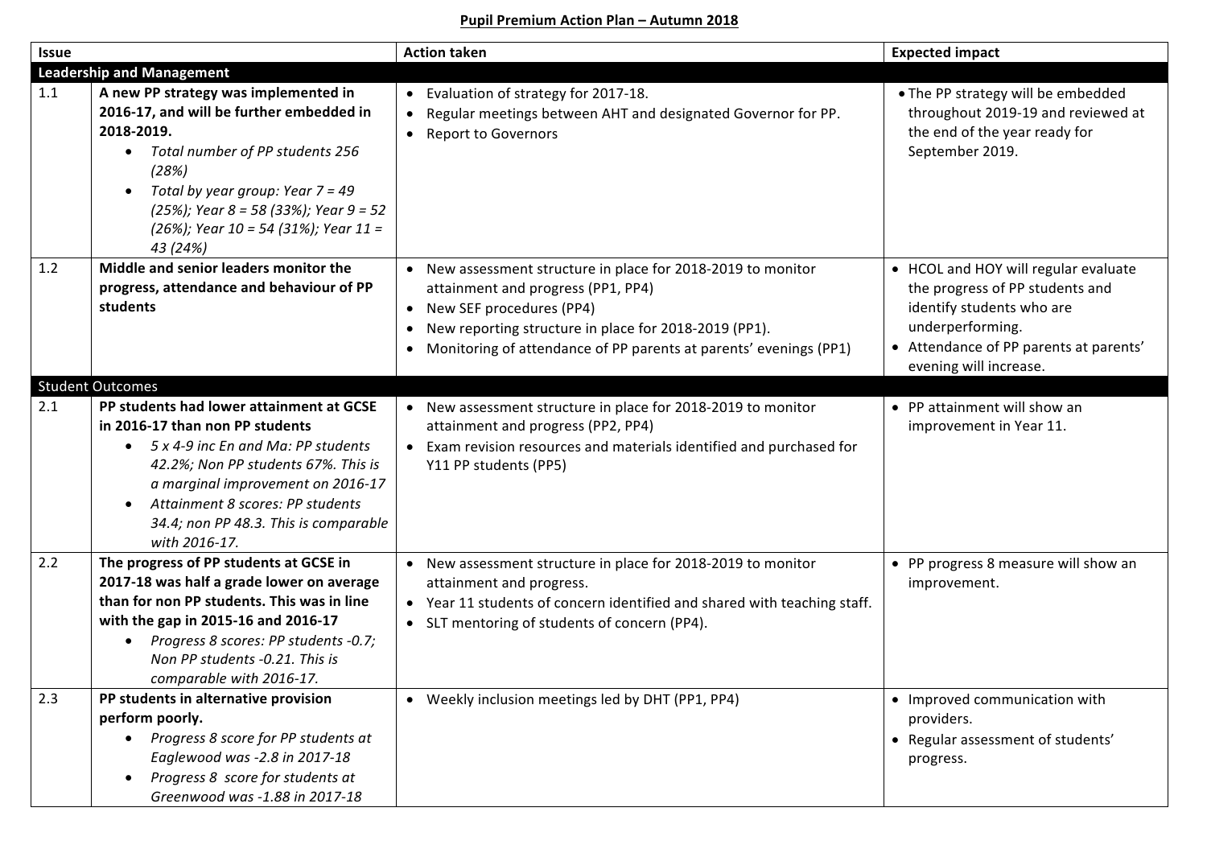# Pupil Premium Action Plan – Autumn 2018

| Issue | | Action taken | Expected impact |
|---|---|---|---|
| **Leadership and Management** | | | |
| 1.1 | **A new PP strategy was implemented in 2016-17, and will be further embedded in 2018-2019.**<br>• *Total number of PP students 256 (28%)*<br>• *Total by year group: Year 7 = 49 (25%); Year 8 = 58 (33%); Year 9 = 52 (26%); Year 10 = 54 (31%); Year 11 = 43 (24%)* | • Evaluation of strategy for 2017-18.<br>• Regular meetings between AHT and designated Governor for PP.<br>• Report to Governors | • The PP strategy will be embedded throughout 2019-19 and reviewed at the end of the year ready for September 2019. |
| 1.2 | **Middle and senior leaders monitor the progress, attendance and behaviour of PP students** | • New assessment structure in place for 2018-2019 to monitor attainment and progress (PP1, PP4)<br>• New SEF procedures (PP4)<br>• New reporting structure in place for 2018-2019 (PP1).<br>• Monitoring of attendance of PP parents at parents' evenings (PP1) | • HCOL and HOY will regular evaluate the progress of PP students and identify students who are underperforming.<br>• Attendance of PP parents at parents' evening will increase. |
| Student Outcomes | | | |
| 2.1 | **PP students had lower attainment at GCSE in 2016-17 than non PP students**<br>• *5 x 4-9 inc En and Ma: PP students 42.2%; Non PP students 67%. This is a marginal improvement on 2016-17*<br>• *Attainment 8 scores: PP students 34.4; non PP 48.3. This is comparable with 2016-17.* | • New assessment structure in place for 2018-2019 to monitor attainment and progress (PP2, PP4)<br>• Exam revision resources and materials identified and purchased for Y11 PP students (PP5) | • PP attainment will show an improvement in Year 11. |
| 2.2 | **The progress of PP students at GCSE in 2017-18 was half a grade lower on average than for non PP students. This was in line with the gap in 2015-16 and 2016-17**<br>• *Progress 8 scores: PP students -0.7; Non PP students -0.21. This is comparable with 2016-17.* | • New assessment structure in place for 2018-2019 to monitor attainment and progress.<br>• Year 11 students of concern identified and shared with teaching staff.<br>• SLT mentoring of students of concern (PP4). | • PP progress 8 measure will show an improvement. |
| 2.3 | **PP students in alternative provision perform poorly.**<br>• *Progress 8 score for PP students at Eaglewood was -2.8 in 2017-18*<br>• *Progress 8 score for students at Greenwood was -1.88 in 2017-18* | • Weekly inclusion meetings led by DHT (PP1, PP4) | • Improved communication with providers.<br>• Regular assessment of students' progress. |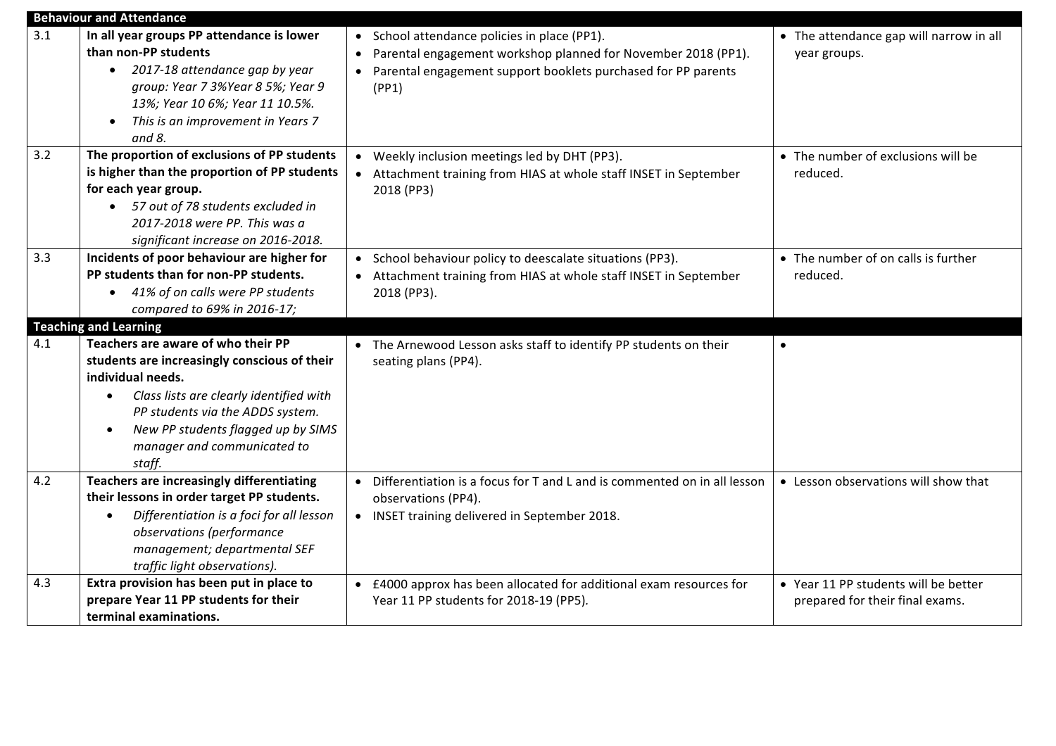| | | | |
|---|---|---|---|
| **Behaviour and Attendance** | | | |
| 3.1 | **In all year groups PP attendance is lower than non-PP students**<br>• *2017-18 attendance gap by year group: Year 7 3%Year 8 5%; Year 9 13%; Year 10 6%; Year 11 10.5%.*<br>• *This is an improvement in Years 7 and 8.* | • School attendance policies in place (PP1).<br>• Parental engagement workshop planned for November 2018 (PP1).<br>• Parental engagement support booklets purchased for PP parents (PP1) | • The attendance gap will narrow in all year groups. |
| 3.2 | **The proportion of exclusions of PP students is higher than the proportion of PP students for each year group.**<br>• *57 out of 78 students excluded in 2017-2018 were PP. This was a significant increase on 2016-2018.* | • Weekly inclusion meetings led by DHT (PP3).<br>• Attachment training from HIAS at whole staff INSET in September 2018 (PP3) | • The number of exclusions will be reduced. |
| 3.3 | **Incidents of poor behaviour are higher for PP students than for non-PP students.**<br>• *41% of on calls were PP students compared to 69% in 2016-17;* | • School behaviour policy to deescalate situations (PP3).<br>• Attachment training from HIAS at whole staff INSET in September 2018 (PP3). | • The number of on calls is further reduced. |
| **Teaching and Learning** | | | |
| 4.1 | **Teachers are aware of who their PP students are increasingly conscious of their individual needs.**<br>• *Class lists are clearly identified with PP students via the ADDS system.*<br>• *New PP students flagged up by SIMS manager and communicated to staff.* | • The Arnewood Lesson asks staff to identify PP students on their seating plans (PP4). | • |
| 4.2 | **Teachers are increasingly differentiating their lessons in order target PP students.**<br>• *Differentiation is a foci for all lesson observations (performance management; departmental SEF traffic light observations).* | • Differentiation is a focus for T and L and is commented on in all lesson observations (PP4).<br>• INSET training delivered in September 2018. | • Lesson observations will show that |
| 4.3 | **Extra provision has been put in place to prepare Year 11 PP students for their terminal examinations.** | • £4000 approx has been allocated for additional exam resources for Year 11 PP students for 2018-19 (PP5). | • Year 11 PP students will be better prepared for their final exams. |